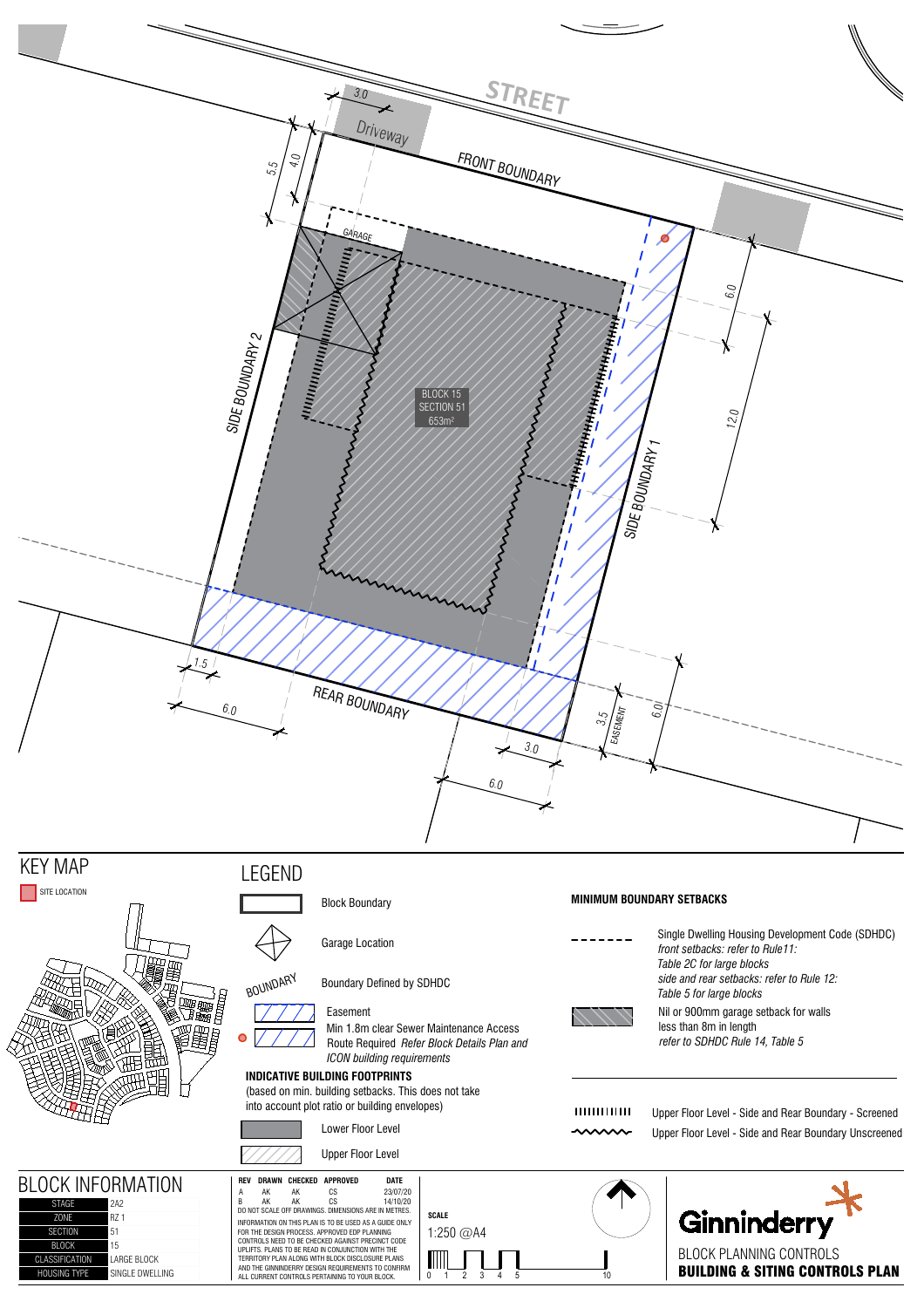STREET

FRONT BOUNDARY

Driveway

3.0

5.5

4.0

GARAGE

SIDE BOUNDARY 2

SIDE BOUNDARY 1

BLOCK 15
SECTION 51
653m²

6.0

12.0

1.5

6.0

REAR BOUNDARY

3.0

6.0

3.5 EASEMENT

6.0

## KEY MAP

SITE LOCATION

## LEGEND

- Block Boundary
- Garage Location
- BOUNDARY — Boundary Defined by SDHDC
- Easement
- Min 1.8m clear Sewer Maintenance Access Route Required *Refer Block Details Plan and ICON building requirements*

**INDICATIVE BUILDING FOOTPRINTS**
(based on min. building setbacks. This does not take into account plot ratio or building envelopes)

- Lower Floor Level
- Upper Floor Level

**MINIMUM BOUNDARY SETBACKS**

- Single Dwelling Housing Development Code (SDHDC)
  *front setbacks: refer to Rule11: Table 2C for large blocks*
  *side and rear setbacks: refer to Rule 12: Table 5 for large blocks*
- Nil or 900mm garage setback for walls less than 8m in length
  *refer to SDHDC Rule 14, Table 5*

- Upper Floor Level - Side and Rear Boundary - Screened
- Upper Floor Level - Side and Rear Boundary Unscreened

## BLOCK INFORMATION

| | |
|---|---|
| STAGE | 2A2 |
| ZONE | RZ 1 |
| SECTION | 51 |
| BLOCK | 15 |
| CLASSIFICATION | LARGE BLOCK |
| HOUSING TYPE | SINGLE DWELLING |

| REV | DRAWN | CHECKED | APPROVED | DATE |
|---|---|---|---|---|
| A | AK | AK | CS | 23/07/20 |
| B | AK | AK | CS | 14/10/20 |

DO NOT SCALE OFF DRAWINGS. DIMENSIONS ARE IN METRES.

INFORMATION ON THIS PLAN IS TO BE USED AS A GUIDE ONLY FOR THE DESIGN PROCESS. APPROVED EDP PLANNING CONTROLS NEED TO BE CHECKED AGAINST PRECINCT CODE UPLIFTS. PLANS TO BE READ IN CONJUNCTION WITH THE TERRITORY PLAN ALONG WITH BLOCK DISCLOSURE PLANS AND THE GINNINDERRY DESIGN REQUIREMENTS TO CONFIRM ALL CURRENT CONTROLS PERTAINING TO YOUR BLOCK.

**SCALE**

1:250 @A4

0 1 2 3 4 5 10

Ginninderry

BLOCK PLANNING CONTROLS

**BUILDING & SITING CONTROLS PLAN**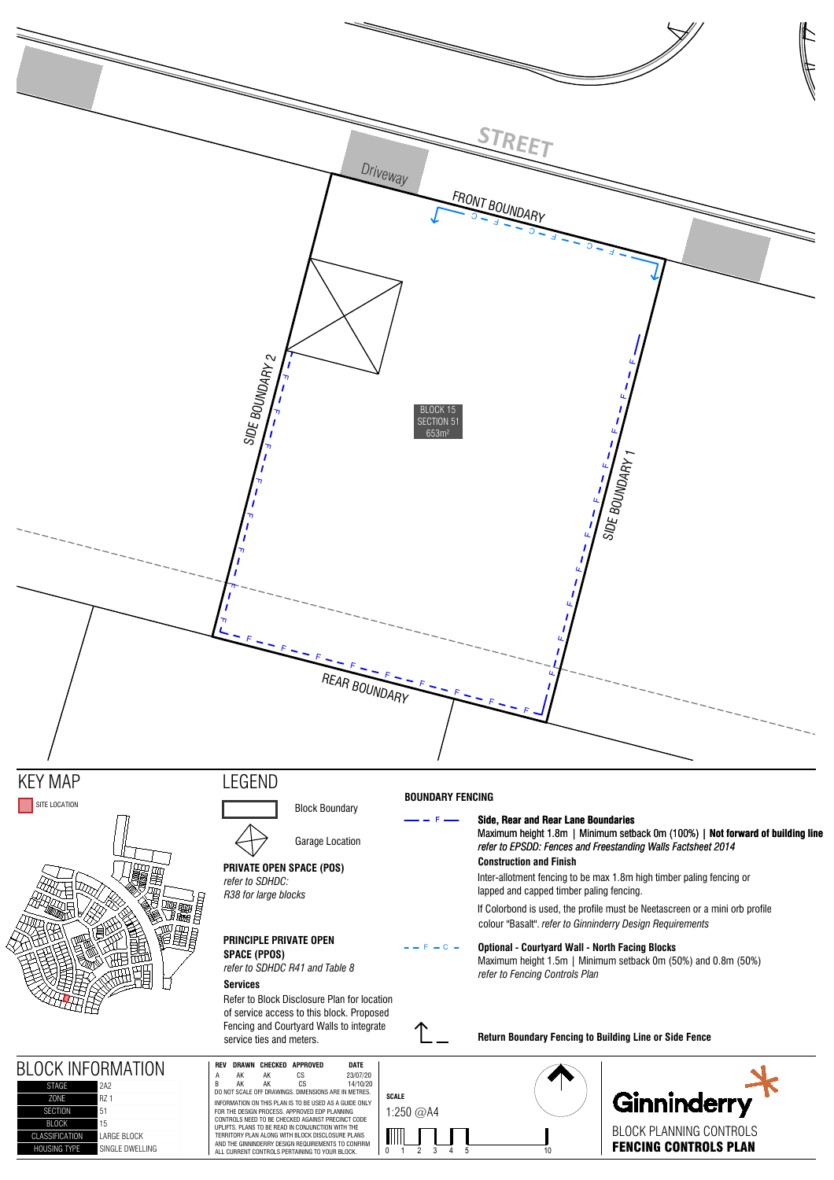STREET

Driveway

FRONT BOUNDARY

SIDE BOUNDARY 2

SIDE BOUNDARY 1

BLOCK 15
SECTION 51
653m²

REAR BOUNDARY

## KEY MAP

SITE LOCATION

## LEGEND

Block Boundary

Garage Location

**PRIVATE OPEN SPACE (POS)**
*refer to SDHDC:*
*R38 for large blocks*

**PRINCIPLE PRIVATE OPEN SPACE (PPOS)**
*refer to SDHDC R41 and Table 8*

**Services**
Refer to Block Disclosure Plan for location of service access to this block. Proposed Fencing and Courtyard Walls to integrate service ties and meters.

**BOUNDARY FENCING**

**Side, Rear and Rear Lane Boundaries**
Maximum height 1.8m | Minimum setback 0m (100%) | **Not forward of building line**
*refer to EPSDD: Fences and Freestanding Walls Factsheet 2014*

**Construction and Finish**
Inter-allotment fencing to be max 1.8m high timber paling fencing or lapped and capped timber paling fencing.

If Colorbond is used, the profile must be Neetascreen or a mini orb profile colour "Basalt". *refer to Ginninderry Design Requirements*

**Optional - Courtyard Wall - North Facing Blocks**
Maximum height 1.5m | Minimum setback 0m (50%) and 0.8m (50%)
*refer to Fencing Controls Plan*

**Return Boundary Fencing to Building Line or Side Fence**

## BLOCK INFORMATION

| | |
|---|---|
| STAGE | 2A2 |
| ZONE | RZ 1 |
| SECTION | 51 |
| BLOCK | 15 |
| CLASSIFICATION | LARGE BLOCK |
| HOUSING TYPE | SINGLE DWELLING |

| REV | DRAWN | CHECKED | APPROVED | DATE |
|---|---|---|---|---|
| A | AK | AK | CS | 23/07/20 |
| B | AK | AK | CS | 14/10/20 |

DO NOT SCALE OFF DRAWINGS. DIMENSIONS ARE IN METRES.

INFORMATION ON THIS PLAN IS TO BE USED AS A GUIDE ONLY FOR THE DESIGN PROCESS. APPROVED EDP PLANNING CONTROLS NEED TO BE CHECKED AGAINST PRECINCT CODE UPLIFTS. PLANS TO BE READ IN CONJUNCTION WITH THE TERRITORY PLAN ALONG WITH BLOCK DISCLOSURE PLANS AND THE GINNINDERRY DESIGN REQUIREMENTS TO CONFIRM ALL CURRENT CONTROLS PERTAINING TO YOUR BLOCK.

**SCALE**
1:250 @A4
0 1 2 3 4 5 10

Ginninderry

BLOCK PLANNING CONTROLS
**FENCING CONTROLS PLAN**